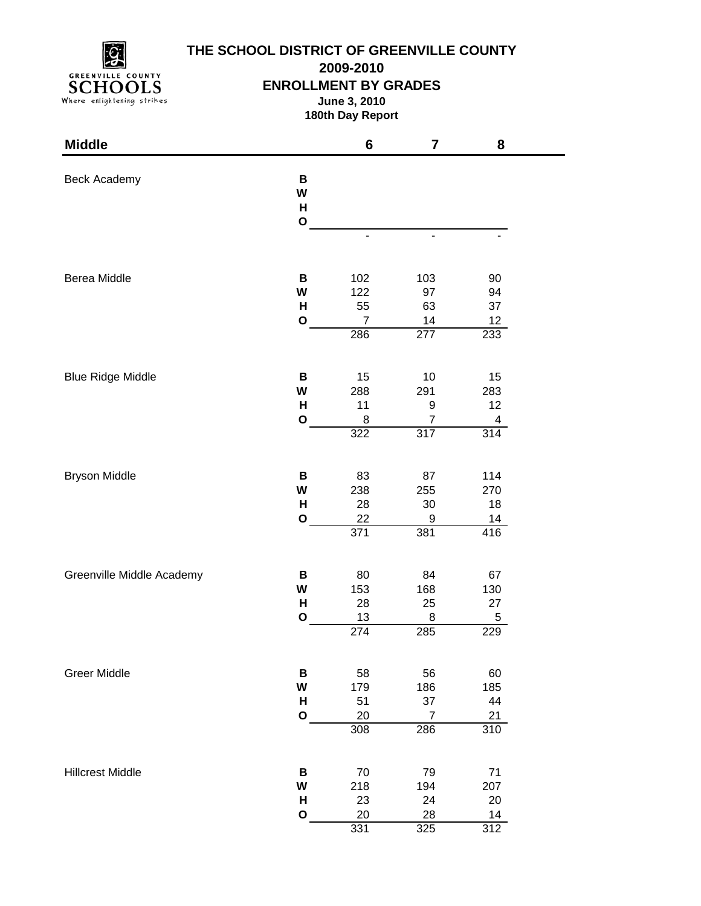# THE SCHOOL DISTRICT OF GREENVILLE COUNTY

## 2009-2010

## ENROLLMENT BY GRADES

**June 3, 2010**

**180th Day Report**

| Middle | | 6 | 7 | 8 |
|---|---|---|---|---|
| Beck Academy | B | | | |
| | W | | | |
| | H | | | |
| | O | | | |
| | | - | - | - |
| Berea Middle | B | 102 | 103 | 90 |
| | W | 122 | 97 | 94 |
| | H | 55 | 63 | 37 |
| | O | 7 | 14 | 12 |
| | | 286 | 277 | 233 |
| Blue Ridge Middle | B | 15 | 10 | 15 |
| | W | 288 | 291 | 283 |
| | H | 11 | 9 | 12 |
| | O | 8 | 7 | 4 |
| | | 322 | 317 | 314 |
| Bryson Middle | B | 83 | 87 | 114 |
| | W | 238 | 255 | 270 |
| | H | 28 | 30 | 18 |
| | O | 22 | 9 | 14 |
| | | 371 | 381 | 416 |
| Greenville Middle Academy | B | 80 | 84 | 67 |
| | W | 153 | 168 | 130 |
| | H | 28 | 25 | 27 |
| | O | 13 | 8 | 5 |
| | | 274 | 285 | 229 |
| Greer Middle | B | 58 | 56 | 60 |
| | W | 179 | 186 | 185 |
| | H | 51 | 37 | 44 |
| | O | 20 | 7 | 21 |
| | | 308 | 286 | 310 |
| Hillcrest Middle | B | 70 | 79 | 71 |
| | W | 218 | 194 | 207 |
| | H | 23 | 24 | 20 |
| | O | 20 | 28 | 14 |
| | | 331 | 325 | 312 |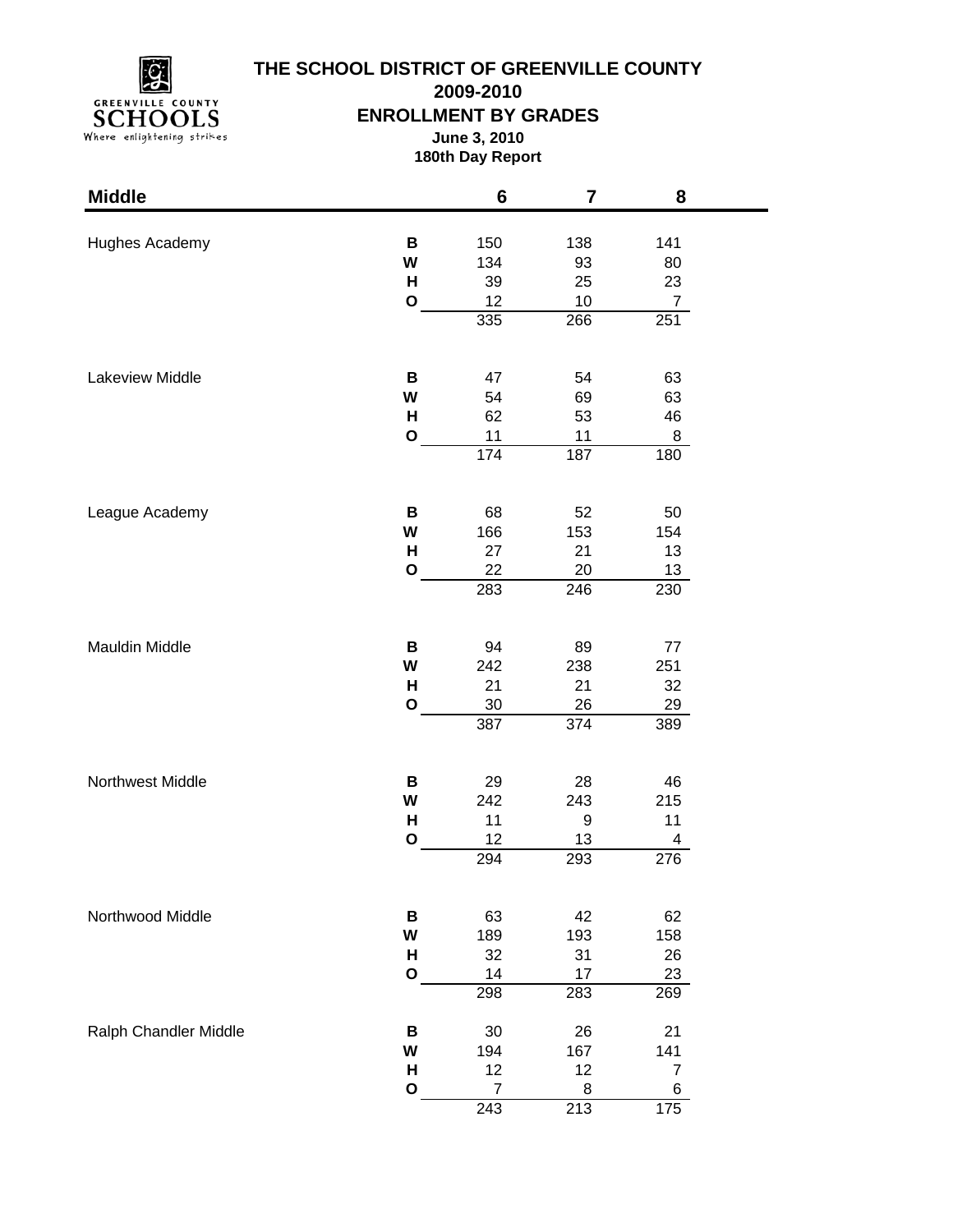# THE SCHOOL DISTRICT OF GREENVILLE COUNTY

## 2009-2010

## ENROLLMENT BY GRADES

**June 3, 2010**

**180th Day Report**

| Middle | | 6 | 7 | 8 |
|---|---|---|---|---|
| Hughes Academy | B | 150 | 138 | 141 |
| | W | 134 | 93 | 80 |
| | H | 39 | 25 | 23 |
| | O | 12 | 10 | 7 |
| | | 335 | 266 | 251 |
| Lakeview Middle | B | 47 | 54 | 63 |
| | W | 54 | 69 | 63 |
| | H | 62 | 53 | 46 |
| | O | 11 | 11 | 8 |
| | | 174 | 187 | 180 |
| League Academy | B | 68 | 52 | 50 |
| | W | 166 | 153 | 154 |
| | H | 27 | 21 | 13 |
| | O | 22 | 20 | 13 |
| | | 283 | 246 | 230 |
| Mauldin Middle | B | 94 | 89 | 77 |
| | W | 242 | 238 | 251 |
| | H | 21 | 21 | 32 |
| | O | 30 | 26 | 29 |
| | | 387 | 374 | 389 |
| Northwest Middle | B | 29 | 28 | 46 |
| | W | 242 | 243 | 215 |
| | H | 11 | 9 | 11 |
| | O | 12 | 13 | 4 |
| | | 294 | 293 | 276 |
| Northwood Middle | B | 63 | 42 | 62 |
| | W | 189 | 193 | 158 |
| | H | 32 | 31 | 26 |
| | O | 14 | 17 | 23 |
| | | 298 | 283 | 269 |
| Ralph Chandler Middle | B | 30 | 26 | 21 |
| | W | 194 | 167 | 141 |
| | H | 12 | 12 | 7 |
| | O | 7 | 8 | 6 |
| | | 243 | 213 | 175 |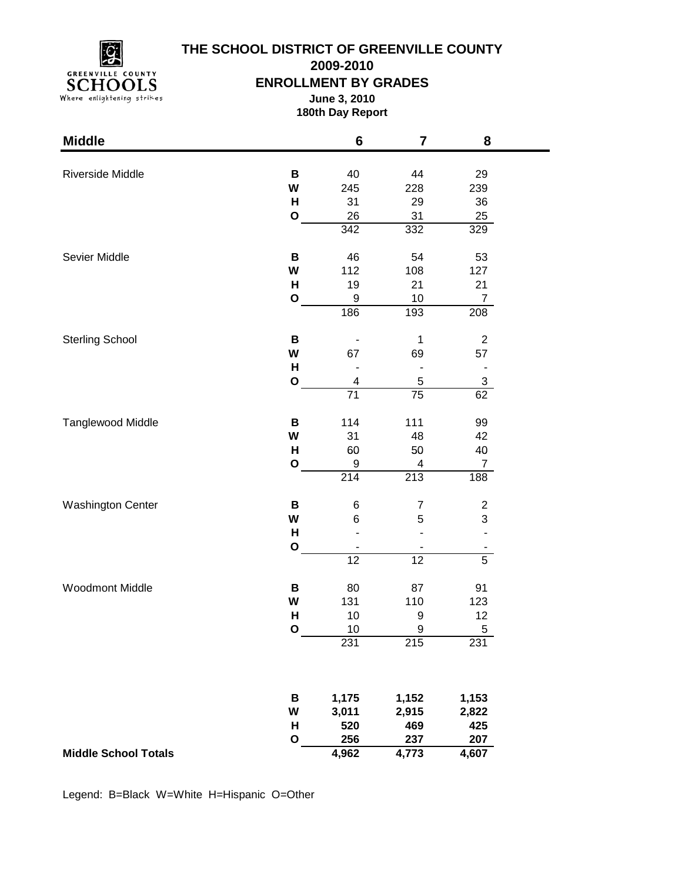# THE SCHOOL DISTRICT OF GREENVILLE COUNTY

## 2009-2010

## ENROLLMENT BY GRADES

**June 3, 2010**

**180th Day Report**

| Middle | | 6 | 7 | 8 |
|---|---|---|---|---|
| Riverside Middle | B | 40 | 44 | 29 |
| | W | 245 | 228 | 239 |
| | H | 31 | 29 | 36 |
| | O | 26 | 31 | 25 |
| | | 342 | 332 | 329 |
| Sevier Middle | B | 46 | 54 | 53 |
| | W | 112 | 108 | 127 |
| | H | 19 | 21 | 21 |
| | O | 9 | 10 | 7 |
| | | 186 | 193 | 208 |
| Sterling School | B | - | 1 | 2 |
| | W | 67 | 69 | 57 |
| | H | - | - | - |
| | O | 4 | 5 | 3 |
| | | 71 | 75 | 62 |
| Tanglewood Middle | B | 114 | 111 | 99 |
| | W | 31 | 48 | 42 |
| | H | 60 | 50 | 40 |
| | O | 9 | 4 | 7 |
| | | 214 | 213 | 188 |
| Washington Center | B | 6 | 7 | 2 |
| | W | 6 | 5 | 3 |
| | H | - | - | - |
| | O | - | - | - |
| | | 12 | 12 | 5 |
| Woodmont Middle | B | 80 | 87 | 91 |
| | W | 131 | 110 | 123 |
| | H | 10 | 9 | 12 |
| | O | 10 | 9 | 5 |
| | | 231 | 215 | 231 |
| | **B** | **1,175** | **1,152** | **1,153** |
| | **W** | **3,011** | **2,915** | **2,822** |
| | **H** | **520** | **469** | **425** |
| | **O** | **256** | **237** | **207** |
| **Middle School Totals** | | **4,962** | **4,773** | **4,607** |

Legend: B=Black W=White H=Hispanic O=Other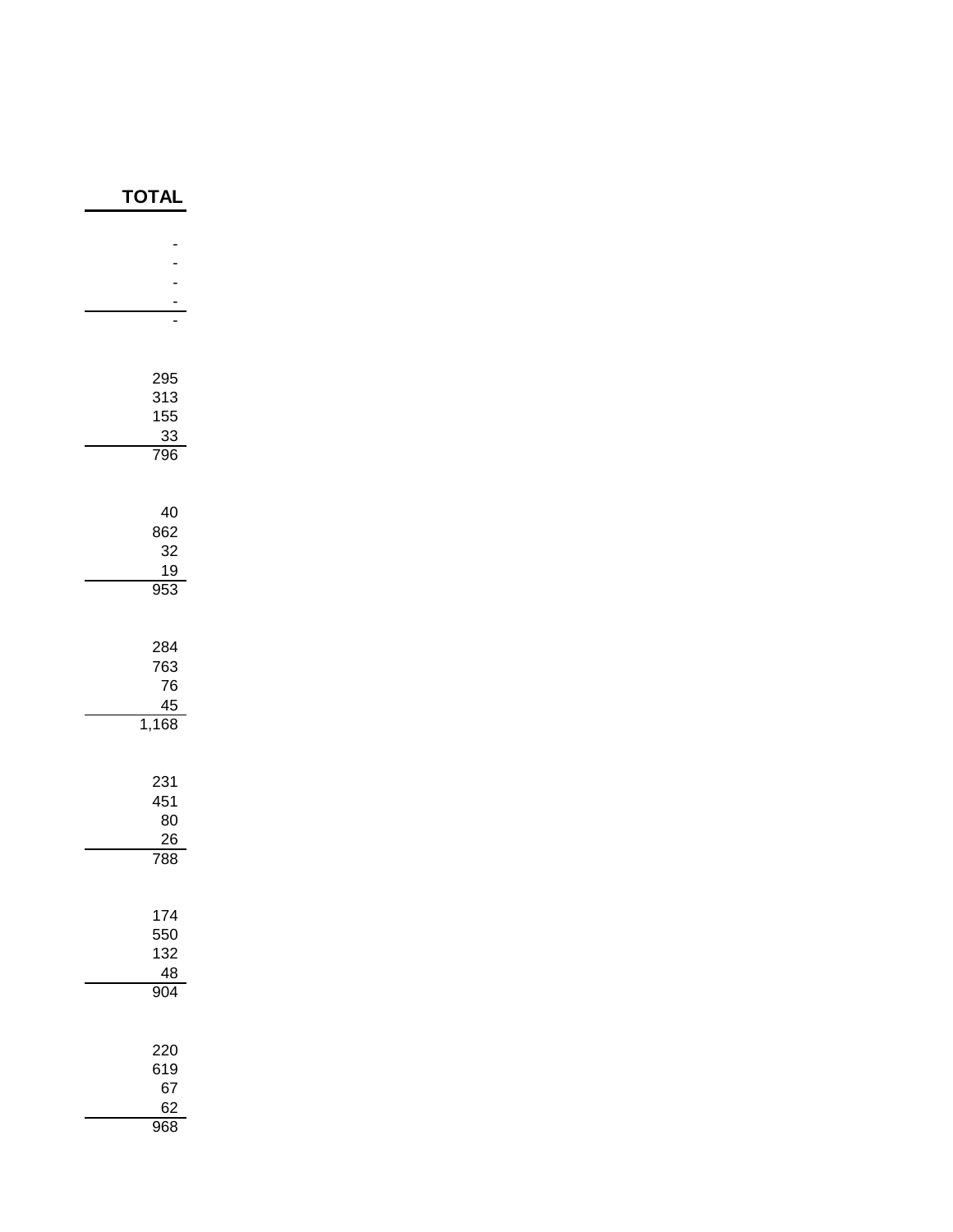| TOTAL |
|---:|
| - |
| - |
| - |
| - |
| - |
| |
| 295 |
| 313 |
| 155 |
| 33 |
| 796 |
| |
| 40 |
| 862 |
| 32 |
| 19 |
| 953 |
| |
| 284 |
| 763 |
| 76 |
| 45 |
| 1,168 |
| |
| 231 |
| 451 |
| 80 |
| 26 |
| 788 |
| |
| 174 |
| 550 |
| 132 |
| 48 |
| 904 |
| |
| 220 |
| 619 |
| 67 |
| 62 |
| 968 |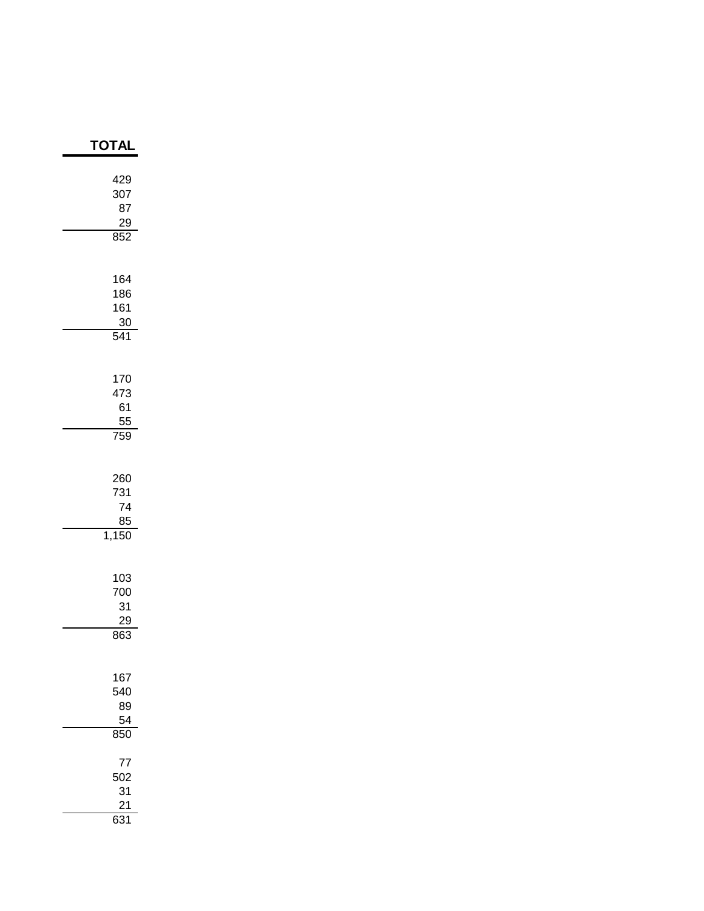| TOTAL |
|---:|
| 429 |
| 307 |
| 87 |
| 29 |
| 852 |
| |
| 164 |
| 186 |
| 161 |
| 30 |
| 541 |
| |
| 170 |
| 473 |
| 61 |
| 55 |
| 759 |
| |
| 260 |
| 731 |
| 74 |
| 85 |
| 1,150 |
| |
| 103 |
| 700 |
| 31 |
| 29 |
| 863 |
| |
| 167 |
| 540 |
| 89 |
| 54 |
| 850 |
| |
| 77 |
| 502 |
| 31 |
| 21 |
| 631 |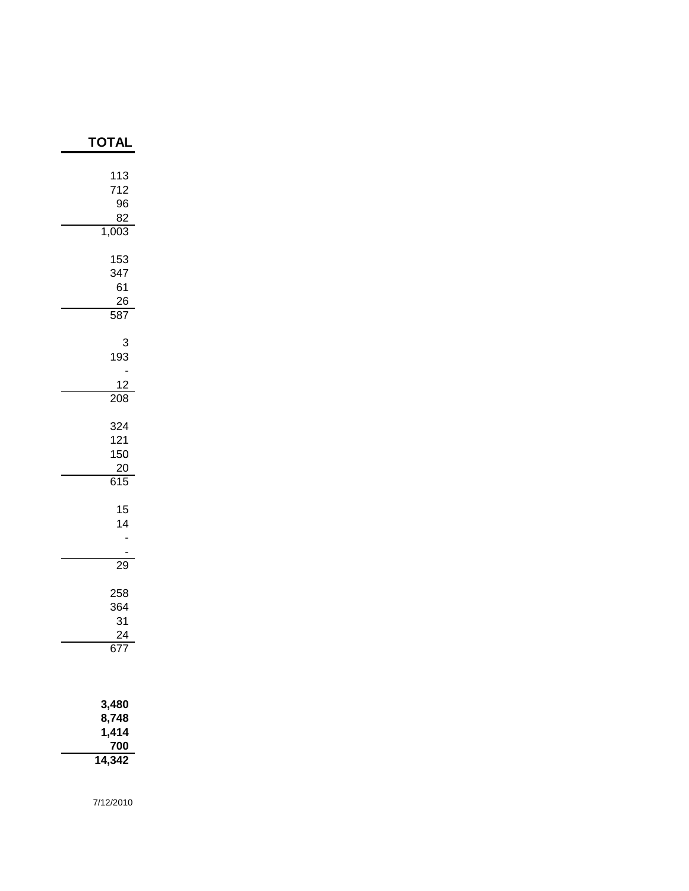| TOTAL |
| --- |
| 113 |
| 712 |
| 96 |
| 82 |
| 1,003 |
| |
| 153 |
| 347 |
| 61 |
| 26 |
| 587 |
| |
| 3 |
| 193 |
| - |
| 12 |
| 208 |
| |
| 324 |
| 121 |
| 150 |
| 20 |
| 615 |
| |
| 15 |
| 14 |
| - |
| - |
| 29 |
| |
| 258 |
| 364 |
| 31 |
| 24 |
| 677 |
| |
| **3,480** |
| **8,748** |
| **1,414** |
| **700** |
| **14,342** |

7/12/2010